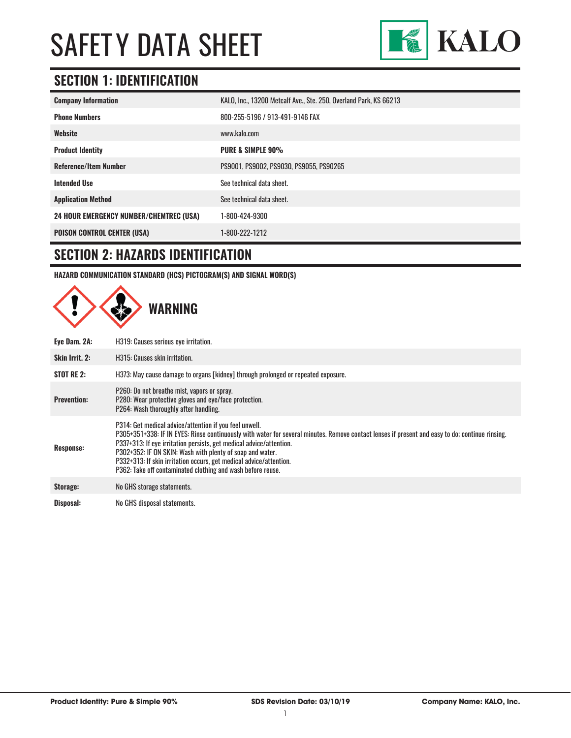# SAFETY DATA SHEET

KALO

## SECTION 1: IDENTIFICATION

| | |
|---|---|
| **Company Information** | KALO, Inc., 13200 Metcalf Ave., Ste. 250, Overland Park, KS 66213 |
| **Phone Numbers** | 800-255-5196 / 913-491-9146 FAX |
| **Website** | www.kalo.com |
| **Product Identity** | **PURE & SIMPLE 90%** |
| **Reference/Item Number** | PS9001, PS9002, PS9030, PS9055, PS90265 |
| **Intended Use** | See technical data sheet. |
| **Application Method** | See technical data sheet. |
| **24 HOUR EMERGENCY NUMBER/CHEMTREC (USA)** | 1-800-424-9300 |
| **POISON CONTROL CENTER (USA)** | 1-800-222-1212 |

## SECTION 2: HAZARDS IDENTIFICATION

**HAZARD COMMUNICATION STANDARD (HCS) PICTOGRAM(S) AND SIGNAL WORD(S)**

**WARNING**

| | |
|---|---|
| **Eye Dam. 2A:** | H319: Causes serious eye irritation. |
| **Skin Irrit. 2:** | H315: Causes skin irritation. |
| **STOT RE 2:** | H373: May cause damage to organs [kidney] through prolonged or repeated exposure. |
| **Prevention:** | P260: Do not breathe mist, vapors or spray.<br>P280: Wear protective gloves and eye/face protection.<br>P264: Wash thoroughly after handling. |
| **Response:** | P314: Get medical advice/attention if you feel unwell.<br>P305+351+338: IF IN EYES: Rinse continuously with water for several minutes. Remove contact lenses if present and easy to do; continue rinsing.<br>P337+313: If eye irritation persists, get medical advice/attention.<br>P302+352: IF ON SKIN: Wash with plenty of soap and water.<br>P332+313: If skin irritation occurs, get medical advice/attention.<br>P362: Take off contaminated clothing and wash before reuse. |
| **Storage:** | No GHS storage statements. |
| **Disposal:** | No GHS disposal statements. |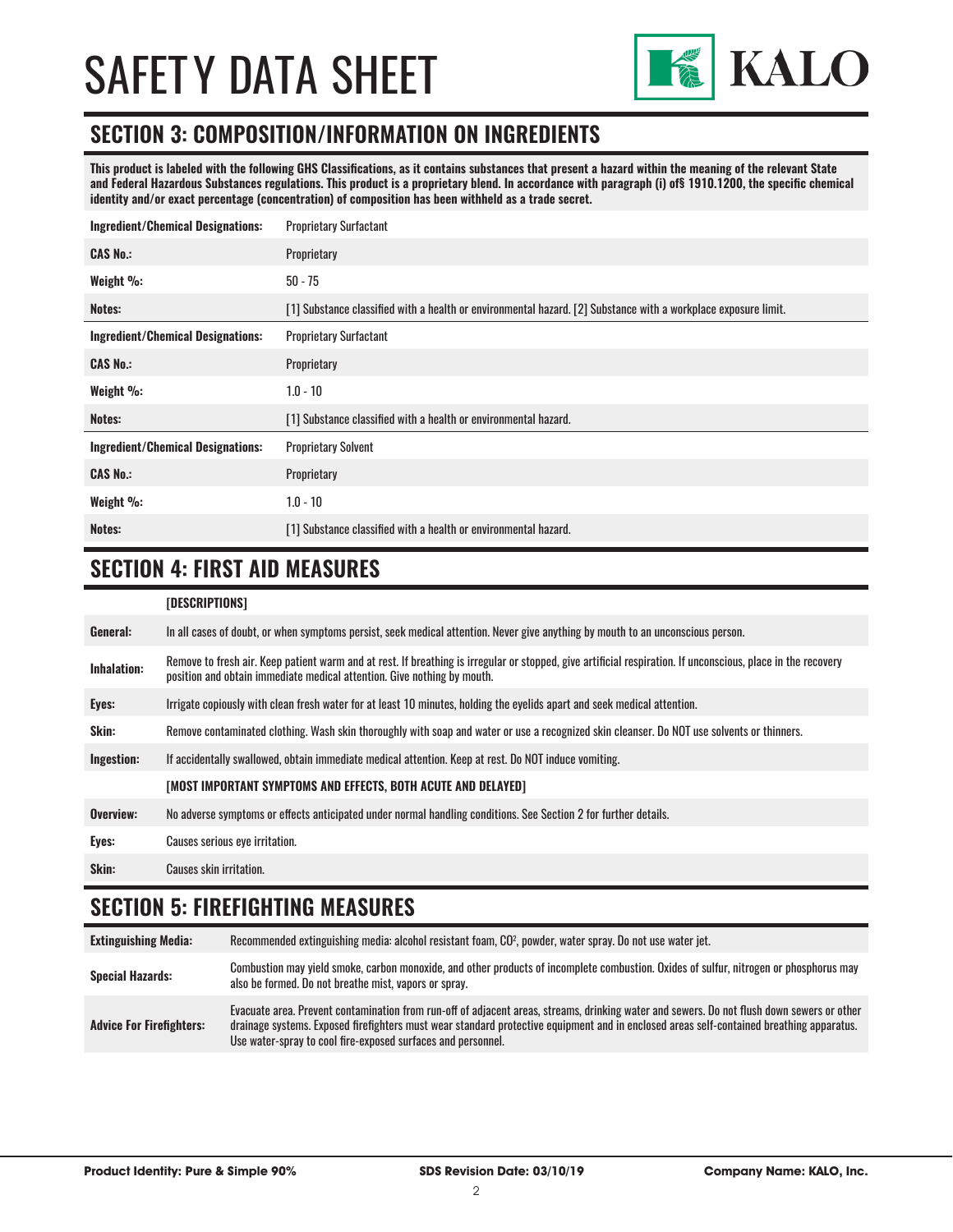# SAFETY DATA SHEET

## SECTION 3: COMPOSITION/INFORMATION ON INGREDIENTS

**This product is labeled with the following GHS Classifications, as it contains substances that present a hazard within the meaning of the relevant State and Federal Hazardous Substances regulations. This product is a proprietary blend. In accordance with paragraph (i) of§ 1910.1200, the specific chemical identity and/or exact percentage (concentration) of composition has been withheld as a trade secret.**

| | |
|---|---|
| **Ingredient/Chemical Designations:** | Proprietary Surfactant |
| **CAS No.:** | Proprietary |
| **Weight %:** | 50 - 75 |
| **Notes:** | [1] Substance classified with a health or environmental hazard. [2] Substance with a workplace exposure limit. |
| **Ingredient/Chemical Designations:** | Proprietary Surfactant |
| **CAS No.:** | Proprietary |
| **Weight %:** | 1.0 - 10 |
| **Notes:** | [1] Substance classified with a health or environmental hazard. |
| **Ingredient/Chemical Designations:** | Proprietary Solvent |
| **CAS No.:** | Proprietary |
| **Weight %:** | 1.0 - 10 |
| **Notes:** | [1] Substance classified with a health or environmental hazard. |

## SECTION 4: FIRST AID MEASURES

| | |
|---|---|
| | **[DESCRIPTIONS]** |
| **General:** | In all cases of doubt, or when symptoms persist, seek medical attention. Never give anything by mouth to an unconscious person. |
| **Inhalation:** | Remove to fresh air. Keep patient warm and at rest. If breathing is irregular or stopped, give artificial respiration. If unconscious, place in the recovery position and obtain immediate medical attention. Give nothing by mouth. |
| **Eyes:** | Irrigate copiously with clean fresh water for at least 10 minutes, holding the eyelids apart and seek medical attention. |
| **Skin:** | Remove contaminated clothing. Wash skin thoroughly with soap and water or use a recognized skin cleanser. Do NOT use solvents or thinners. |
| **Ingestion:** | If accidentally swallowed, obtain immediate medical attention. Keep at rest. Do NOT induce vomiting. |
| | **[MOST IMPORTANT SYMPTOMS AND EFFECTS, BOTH ACUTE AND DELAYED]** |
| **Overview:** | No adverse symptoms or effects anticipated under normal handling conditions. See Section 2 for further details. |
| **Eyes:** | Causes serious eye irritation. |
| **Skin:** | Causes skin irritation. |

## SECTION 5: FIREFIGHTING MEASURES

| | |
|---|---|
| **Extinguishing Media:** | Recommended extinguishing media: alcohol resistant foam, $CO^2$, powder, water spray. Do not use water jet. |
| **Special Hazards:** | Combustion may yield smoke, carbon monoxide, and other products of incomplete combustion. Oxides of sulfur, nitrogen or phosphorus may also be formed. Do not breathe mist, vapors or spray. |
| **Advice For Firefighters:** | Evacuate area. Prevent contamination from run-off of adjacent areas, streams, drinking water and sewers. Do not flush down sewers or other drainage systems. Exposed firefighters must wear standard protective equipment and in enclosed areas self-contained breathing apparatus. Use water-spray to cool fire-exposed surfaces and personnel. |

**Product Identity: Pure & Simple 90%** | **SDS Revision Date: 03/10/19** | **Company Name: KALO, Inc.**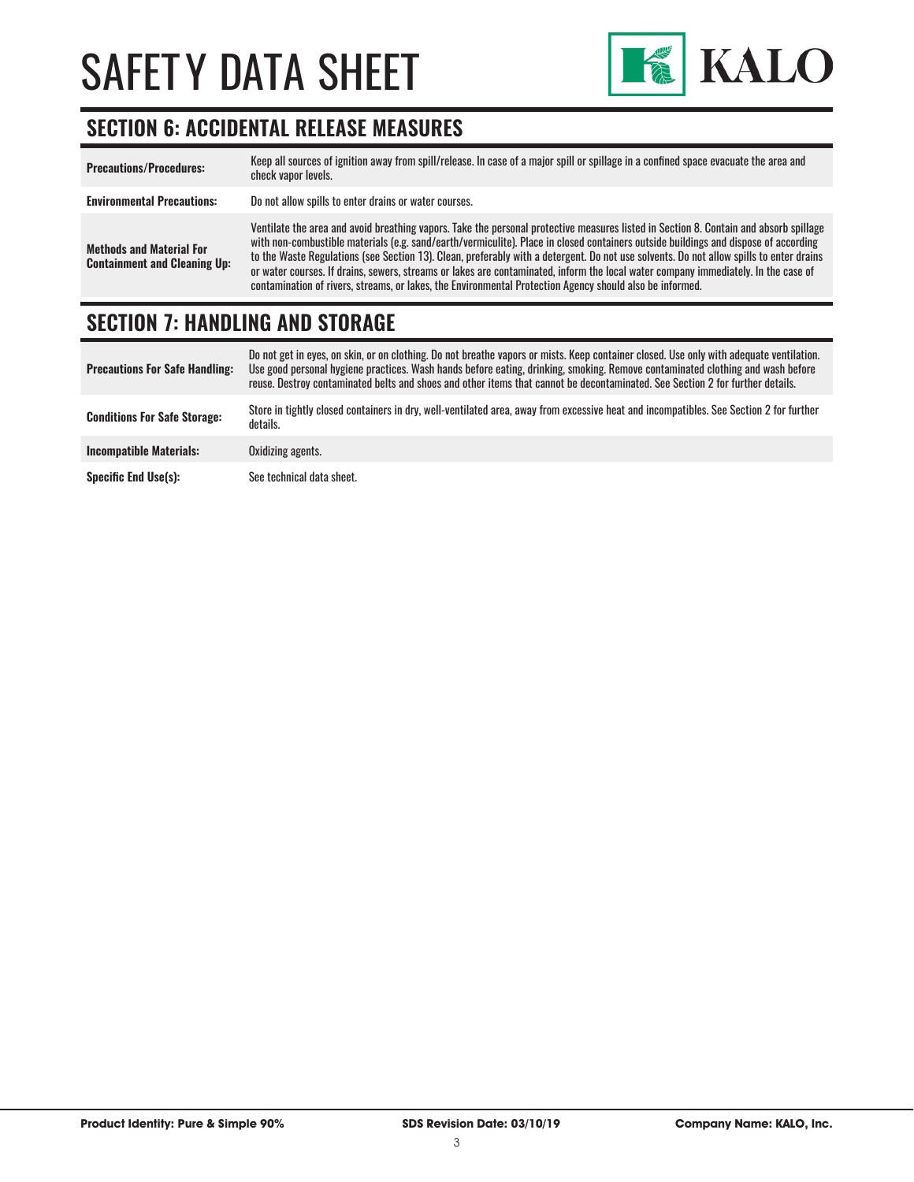## SECTION 6: ACCIDENTAL RELEASE MEASURES

| | |
|---|---|
| **Precautions/Procedures:** | Keep all sources of ignition away from spill/release. In case of a major spill or spillage in a confined space evacuate the area and check vapor levels. |
| **Environmental Precautions:** | Do not allow spills to enter drains or water courses. |
| **Methods and Material For Containment and Cleaning Up:** | Ventilate the area and avoid breathing vapors. Take the personal protective measures listed in Section 8. Contain and absorb spillage with non-combustible materials (e.g. sand/earth/vermiculite). Place in closed containers outside buildings and dispose of according to the Waste Regulations (see Section 13). Clean, preferably with a detergent. Do not use solvents. Do not allow spills to enter drains or water courses. If drains, sewers, streams or lakes are contaminated, inform the local water company immediately. In the case of contamination of rivers, streams, or lakes, the Environmental Protection Agency should also be informed. |

## SECTION 7: HANDLING AND STORAGE

| | |
|---|---|
| **Precautions For Safe Handling:** | Do not get in eyes, on skin, or on clothing. Do not breathe vapors or mists. Keep container closed. Use only with adequate ventilation. Use good personal hygiene practices. Wash hands before eating, drinking, smoking. Remove contaminated clothing and wash before reuse. Destroy contaminated belts and shoes and other items that cannot be decontaminated. See Section 2 for further details. |
| **Conditions For Safe Storage:** | Store in tightly closed containers in dry, well-ventilated area, away from excessive heat and incompatibles. See Section 2 for further details. |
| **Incompatible Materials:** | Oxidizing agents. |
| **Specific End Use(s):** | See technical data sheet. |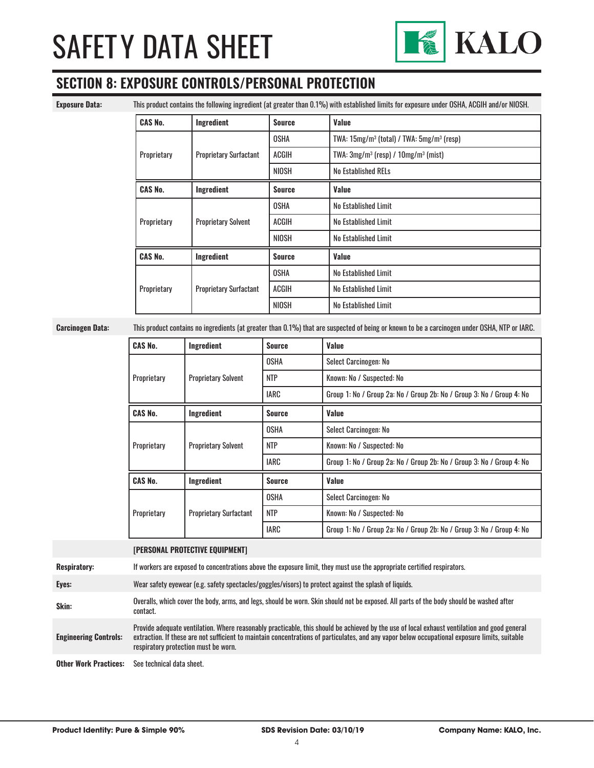## SECTION 8: EXPOSURE CONTROLS/PERSONAL PROTECTION

**Exposure Data:** This product contains the following ingredient (at greater than 0.1%) with established limits for exposure under OSHA, ACGIH and/or NIOSH.

| CAS No. | Ingredient | Source | Value |
|---|---|---|---|
| Proprietary | Proprietary Surfactant | OSHA | TWA: 15mg/m³ (total) / TWA: 5mg/m³ (resp) |
| | | ACGIH | TWA: 3mg/m³ (resp) / 10mg/m³ (mist) |
| | | NIOSH | No Established RELs |

| CAS No. | Ingredient | Source | Value |
|---|---|---|---|
| Proprietary | Proprietary Solvent | OSHA | No Established Limit |
| | | ACGIH | No Established Limit |
| | | NIOSH | No Established Limit |

| CAS No. | Ingredient | Source | Value |
|---|---|---|---|
| Proprietary | Proprietary Surfactant | OSHA | No Established Limit |
| | | ACGIH | No Established Limit |
| | | NIOSH | No Established Limit |

**Carcinogen Data:** This product contains no ingredients (at greater than 0.1%) that are suspected of being or known to be a carcinogen under OSHA, NTP or IARC.

| CAS No. | Ingredient | Source | Value |
|---|---|---|---|
| Proprietary | Proprietary Solvent | OSHA | Select Carcinogen: No |
| | | NTP | Known: No / Suspected: No |
| | | IARC | Group 1: No / Group 2a: No / Group 2b: No / Group 3: No / Group 4: No |

| CAS No. | Ingredient | Source | Value |
|---|---|---|---|
| Proprietary | Proprietary Solvent | OSHA | Select Carcinogen: No |
| | | NTP | Known: No / Suspected: No |
| | | IARC | Group 1: No / Group 2a: No / Group 2b: No / Group 3: No / Group 4: No |

| CAS No. | Ingredient | Source | Value |
|---|---|---|---|
| Proprietary | Proprietary Surfactant | OSHA | Select Carcinogen: No |
| | | NTP | Known: No / Suspected: No |
| | | IARC | Group 1: No / Group 2a: No / Group 2b: No / Group 3: No / Group 4: No |

**[PERSONAL PROTECTIVE EQUIPMENT]**

**Respiratory:** If workers are exposed to concentrations above the exposure limit, they must use the appropriate certified respirators.

**Eyes:** Wear safety eyewear (e.g. safety spectacles/goggles/visors) to protect against the splash of liquids.

**Skin:** Overalls, which cover the body, arms, and legs, should be worn. Skin should not be exposed. All parts of the body should be washed after contact.

**Engineering Controls:** Provide adequate ventilation. Where reasonably practicable, this should be achieved by the use of local exhaust ventilation and good general extraction. If these are not sufficient to maintain concentrations of particulates, and any vapor below occupational exposure limits, suitable respiratory protection must be worn.

**Other Work Practices:** See technical data sheet.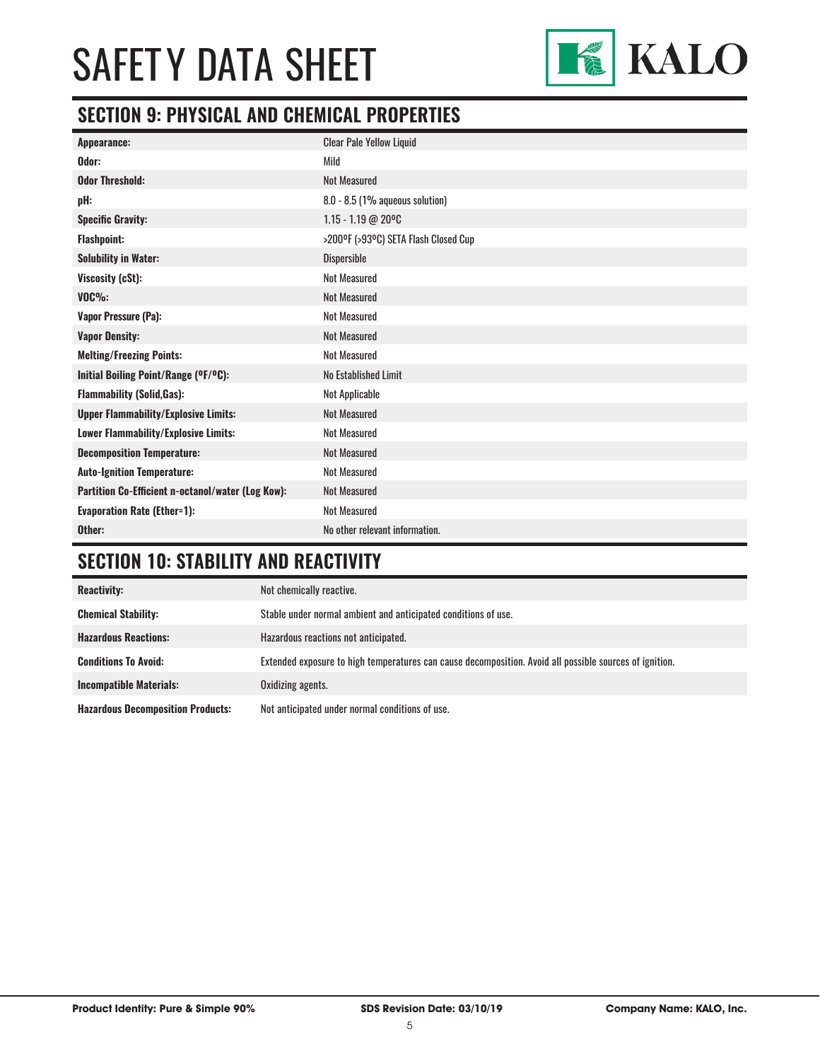# SAFETY DATA SHEET

## SECTION 9: PHYSICAL AND CHEMICAL PROPERTIES

| | |
|---|---|
| **Appearance:** | Clear Pale Yellow Liquid |
| **Odor:** | Mild |
| **Odor Threshold:** | Not Measured |
| **pH:** | 8.0 - 8.5 (1% aqueous solution) |
| **Specific Gravity:** | 1.15 - 1.19 @ 20ºC |
| **Flashpoint:** | >200ºF (>93ºC) SETA Flash Closed Cup |
| **Solubility in Water:** | Dispersible |
| **Viscosity (cSt):** | Not Measured |
| **VOC%:** | Not Measured |
| **Vapor Pressure (Pa):** | Not Measured |
| **Vapor Density:** | Not Measured |
| **Melting/Freezing Points:** | Not Measured |
| **Initial Boiling Point/Range (ºF/ºC):** | No Established Limit |
| **Flammability (Solid,Gas):** | Not Applicable |
| **Upper Flammability/Explosive Limits:** | Not Measured |
| **Lower Flammability/Explosive Limits:** | Not Measured |
| **Decomposition Temperature:** | Not Measured |
| **Auto-Ignition Temperature:** | Not Measured |
| **Partition Co-Efficient n-octanol/water (Log Kow):** | Not Measured |
| **Evaporation Rate (Ether=1):** | Not Measured |
| **Other:** | No other relevant information. |

## SECTION 10: STABILITY AND REACTIVITY

| | |
|---|---|
| **Reactivity:** | Not chemically reactive. |
| **Chemical Stability:** | Stable under normal ambient and anticipated conditions of use. |
| **Hazardous Reactions:** | Hazardous reactions not anticipated. |
| **Conditions To Avoid:** | Extended exposure to high temperatures can cause decomposition. Avoid all possible sources of ignition. |
| **Incompatible Materials:** | Oxidizing agents. |
| **Hazardous Decomposition Products:** | Not anticipated under normal conditions of use. |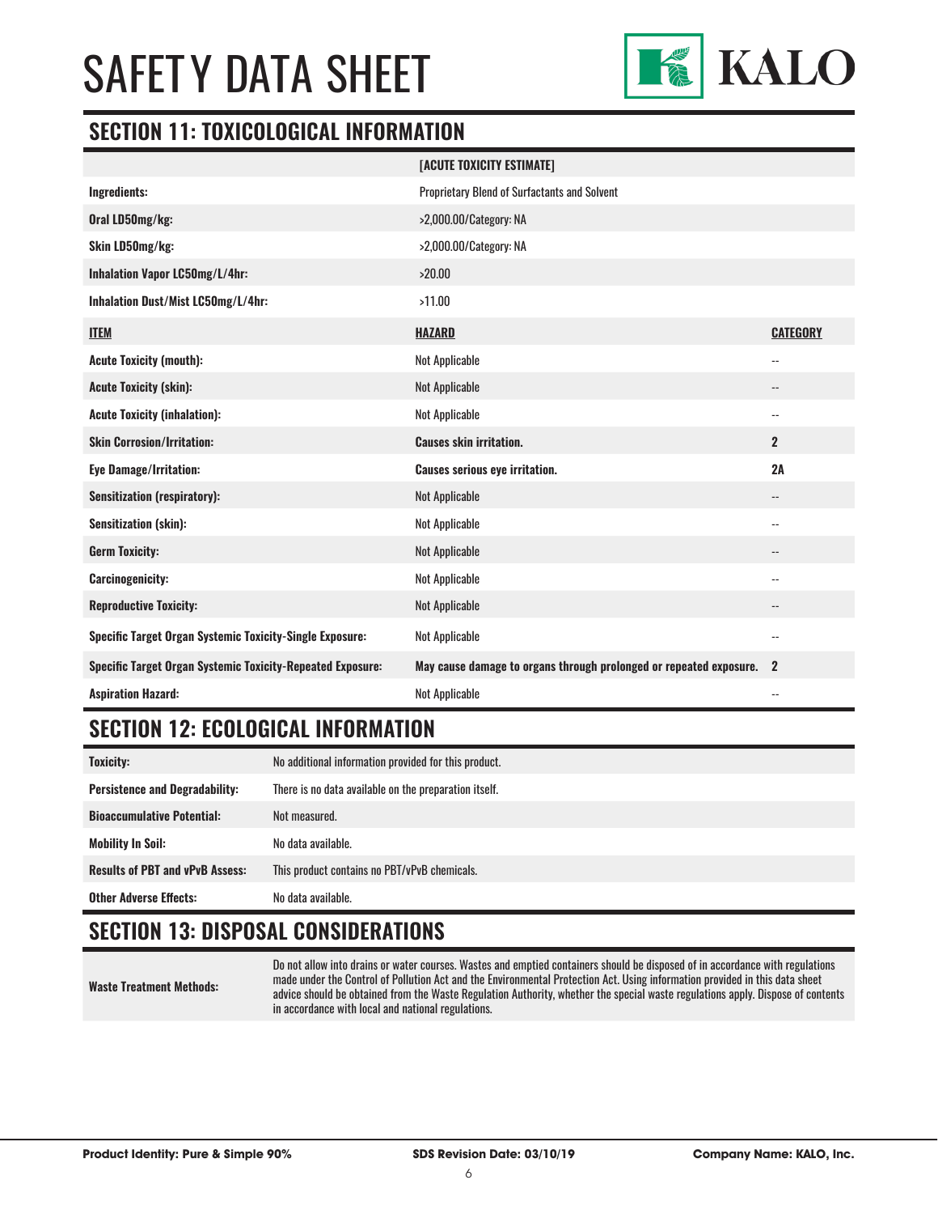# SAFETY DATA SHEET

## SECTION 11: TOXICOLOGICAL INFORMATION

| | [ACUTE TOXICITY ESTIMATE] | |
|---|---|---|
| **Ingredients:** | Proprietary Blend of Surfactants and Solvent | |
| **Oral LD50mg/kg:** | >2,000.00/Category: NA | |
| **Skin LD50mg/kg:** | >2,000.00/Category: NA | |
| **Inhalation Vapor LC50mg/L/4hr:** | >20.00 | |
| **Inhalation Dust/Mist LC50mg/L/4hr:** | >11.00 | |
| **ITEM** | **HAZARD** | **CATEGORY** |
| **Acute Toxicity (mouth):** | Not Applicable | -- |
| **Acute Toxicity (skin):** | Not Applicable | -- |
| **Acute Toxicity (inhalation):** | Not Applicable | -- |
| **Skin Corrosion/Irritation:** | **Causes skin irritation.** | **2** |
| **Eye Damage/Irritation:** | **Causes serious eye irritation.** | **2A** |
| **Sensitization (respiratory):** | Not Applicable | -- |
| **Sensitization (skin):** | Not Applicable | -- |
| **Germ Toxicity:** | Not Applicable | -- |
| **Carcinogenicity:** | Not Applicable | -- |
| **Reproductive Toxicity:** | Not Applicable | -- |
| **Specific Target Organ Systemic Toxicity-Single Exposure:** | Not Applicable | -- |
| **Specific Target Organ Systemic Toxicity-Repeated Exposure:** | **May cause damage to organs through prolonged or repeated exposure.** | **2** |
| **Aspiration Hazard:** | Not Applicable | -- |

## SECTION 12: ECOLOGICAL INFORMATION

| | |
|---|---|
| **Toxicity:** | No additional information provided for this product. |
| **Persistence and Degradability:** | There is no data available on the preparation itself. |
| **Bioaccumulative Potential:** | Not measured. |
| **Mobility In Soil:** | No data available. |
| **Results of PBT and vPvB Assess:** | This product contains no PBT/vPvB chemicals. |
| **Other Adverse Effects:** | No data available. |

## SECTION 13: DISPOSAL CONSIDERATIONS

| | |
|---|---|
| **Waste Treatment Methods:** | Do not allow into drains or water courses. Wastes and emptied containers should be disposed of in accordance with regulations made under the Control of Pollution Act and the Environmental Protection Act. Using information provided in this data sheet advice should be obtained from the Waste Regulation Authority, whether the special waste regulations apply. Dispose of contents in accordance with local and national regulations. |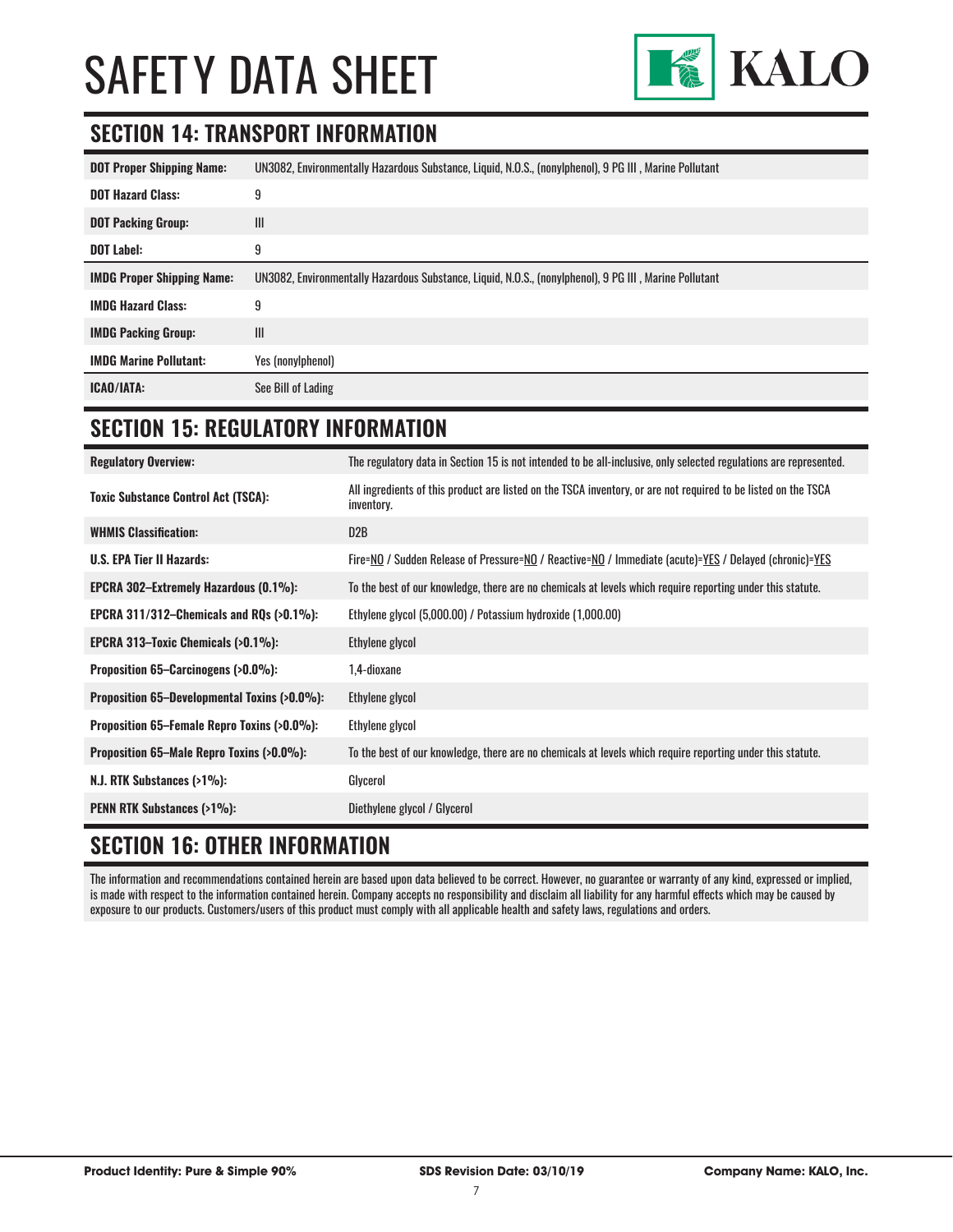# SAFETY DATA SHEET

## SECTION 14: TRANSPORT INFORMATION

| | |
|---|---|
| **DOT Proper Shipping Name:** | UN3082, Environmentally Hazardous Substance, Liquid, N.O.S., (nonylphenol), 9 PG III , Marine Pollutant |
| **DOT Hazard Class:** | 9 |
| **DOT Packing Group:** | III |
| **DOT Label:** | 9 |
| **IMDG Proper Shipping Name:** | UN3082, Environmentally Hazardous Substance, Liquid, N.O.S., (nonylphenol), 9 PG III , Marine Pollutant |
| **IMDG Hazard Class:** | 9 |
| **IMDG Packing Group:** | III |
| **IMDG Marine Pollutant:** | Yes (nonylphenol) |
| **ICAO/IATA:** | See Bill of Lading |

## SECTION 15: REGULATORY INFORMATION

| | |
|---|---|
| **Regulatory Overview:** | The regulatory data in Section 15 is not intended to be all-inclusive, only selected regulations are represented. |
| **Toxic Substance Control Act (TSCA):** | All ingredients of this product are listed on the TSCA inventory, or are not required to be listed on the TSCA inventory. |
| **WHMIS Classification:** | D2B |
| **U.S. EPA Tier II Hazards:** | Fire=NO / Sudden Release of Pressure=NO / Reactive=NO / Immediate (acute)=YES / Delayed (chronic)=YES |
| **EPCRA 302–Extremely Hazardous (0.1%):** | To the best of our knowledge, there are no chemicals at levels which require reporting under this statute. |
| **EPCRA 311/312–Chemicals and RQs (>0.1%):** | Ethylene glycol (5,000.00) / Potassium hydroxide (1,000.00) |
| **EPCRA 313–Toxic Chemicals (>0.1%):** | Ethylene glycol |
| **Proposition 65–Carcinogens (>0.0%):** | 1,4-dioxane |
| **Proposition 65–Developmental Toxins (>0.0%):** | Ethylene glycol |
| **Proposition 65–Female Repro Toxins (>0.0%):** | Ethylene glycol |
| **Proposition 65–Male Repro Toxins (>0.0%):** | To the best of our knowledge, there are no chemicals at levels which require reporting under this statute. |
| **N.J. RTK Substances (>1%):** | Glycerol |
| **PENN RTK Substances (>1%):** | Diethylene glycol / Glycerol |

## SECTION 16: OTHER INFORMATION

The information and recommendations contained herein are based upon data believed to be correct. However, no guarantee or warranty of any kind, expressed or implied, is made with respect to the information contained herein. Company accepts no responsibility and disclaim all liability for any harmful effects which may be caused by exposure to our products. Customers/users of this product must comply with all applicable health and safety laws, regulations and orders.